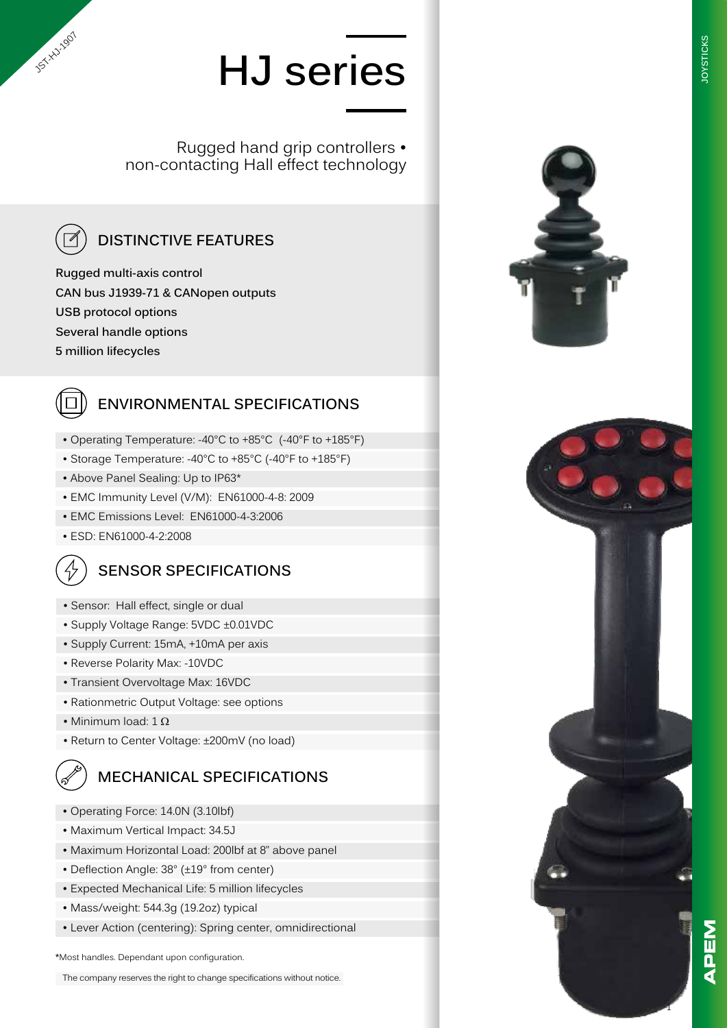# HJ series

Rugged hand grip controllers • non-contacting Hall effect technology

## DISTINCTIVE FEATURES

**Rugged multi-axis control**
**CAN bus J1939-71 & CANopen outputs**
**USB protocol options**
**Several handle options**
**5 million lifecycles**

## ENVIRONMENTAL SPECIFICATIONS

- Operating Temperature: -40°C to +85°C (-40°F to +185°F)
- Storage Temperature: -40°C to +85°C (-40°F to +185°F)
- Above Panel Sealing: Up to IP63*
- EMC Immunity Level (V/M): EN61000-4-8: 2009
- EMC Emissions Level: EN61000-4-3:2006
- ESD: EN61000-4-2:2008

## SENSOR SPECIFICATIONS

- Sensor: Hall effect, single or dual
- Supply Voltage Range: 5VDC ±0.01VDC
- Supply Current: 15mA, +10mA per axis
- Reverse Polarity Max: -10VDC
- Transient Overvoltage Max: 16VDC
- Rationmetric Output Voltage: see options
- Minimum load: 1 Ω
- Return to Center Voltage: ±200mV (no load)

## MECHANICAL SPECIFICATIONS

- Operating Force: 14.0N (3.10lbf)
- Maximum Vertical Impact: 34.5J
- Maximum Horizontal Load: 200lbf at 8" above panel
- Deflection Angle: 38° (±19° from center)
- Expected Mechanical Life: 5 million lifecycles
- Mass/weight: 544.3g (19.2oz) typical
- Lever Action (centering): Spring center, omnidirectional

*Most handles. Dependant upon configuration.

The company reserves the right to change specifications without notice.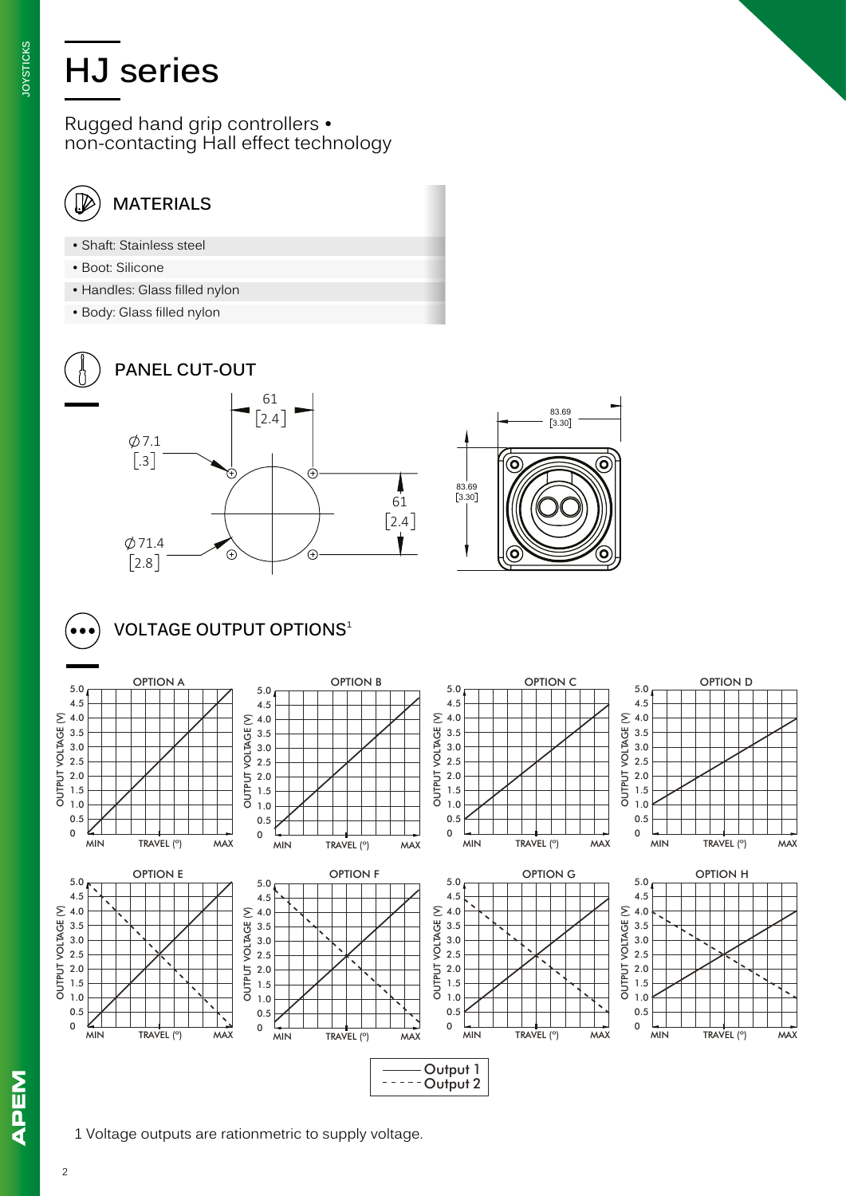# HJ series

Rugged hand grip controllers •
non-contacting Hall effect technology

## MATERIALS

- Shaft: Stainless steel
- Boot: Silicone
- Handles: Glass filled nylon
- Body: Glass filled nylon

## PANEL CUT-OUT

61 [2.4]

Ø7.1 [.3]

61 [2.4]

Ø71.4 [2.8]

83.69 [3.30]

83.69 [3.30]

## VOLTAGE OUTPUT OPTIONS[1]

OPTION A, OPTION B, OPTION C, OPTION D, OPTION E, OPTION F, OPTION G, OPTION H

OUTPUT VOLTAGE (V): 0 – 5.0

TRAVEL (°): MIN – MAX

——— Output 1
- - - - - Output 2

1 Voltage outputs are rationmetric to supply voltage.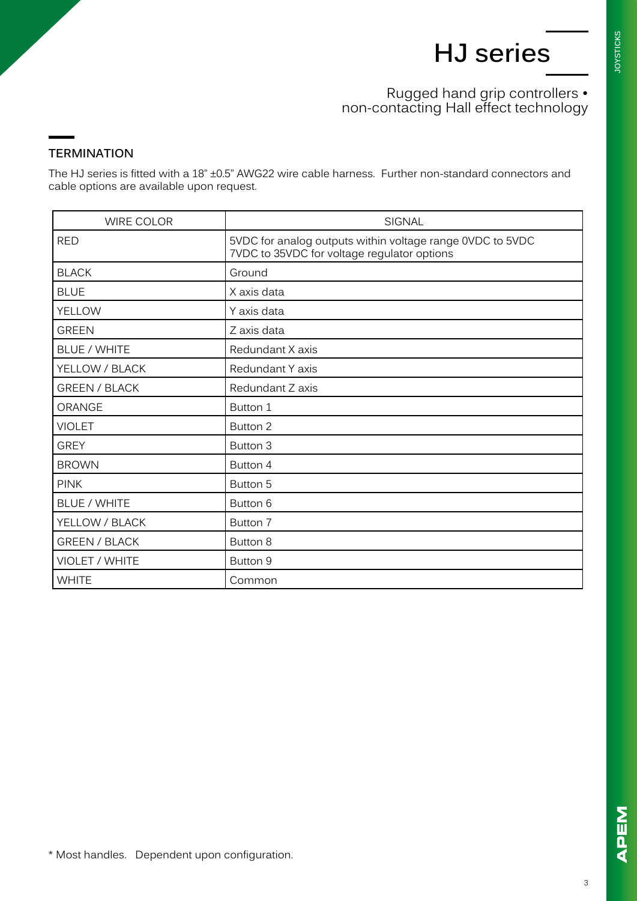# HJ series

Rugged hand grip controllers • non-contacting Hall effect technology

## TERMINATION

The HJ series is fitted with a 18" ±0.5" AWG22 wire cable harness. Further non-standard connectors and cable options are available upon request.

| WIRE COLOR | SIGNAL |
|---|---|
| RED | 5VDC for analog outputs within voltage range 0VDC to 5VDC<br>7VDC to 35VDC for voltage regulator options |
| BLACK | Ground |
| BLUE | X axis data |
| YELLOW | Y axis data |
| GREEN | Z axis data |
| BLUE / WHITE | Redundant X axis |
| YELLOW / BLACK | Redundant Y axis |
| GREEN / BLACK | Redundant Z axis |
| ORANGE | Button 1 |
| VIOLET | Button 2 |
| GREY | Button 3 |
| BROWN | Button 4 |
| PINK | Button 5 |
| BLUE / WHITE | Button 6 |
| YELLOW / BLACK | Button 7 |
| GREEN / BLACK | Button 8 |
| VIOLET / WHITE | Button 9 |
| WHITE | Common |

* Most handles. Dependent upon configuration.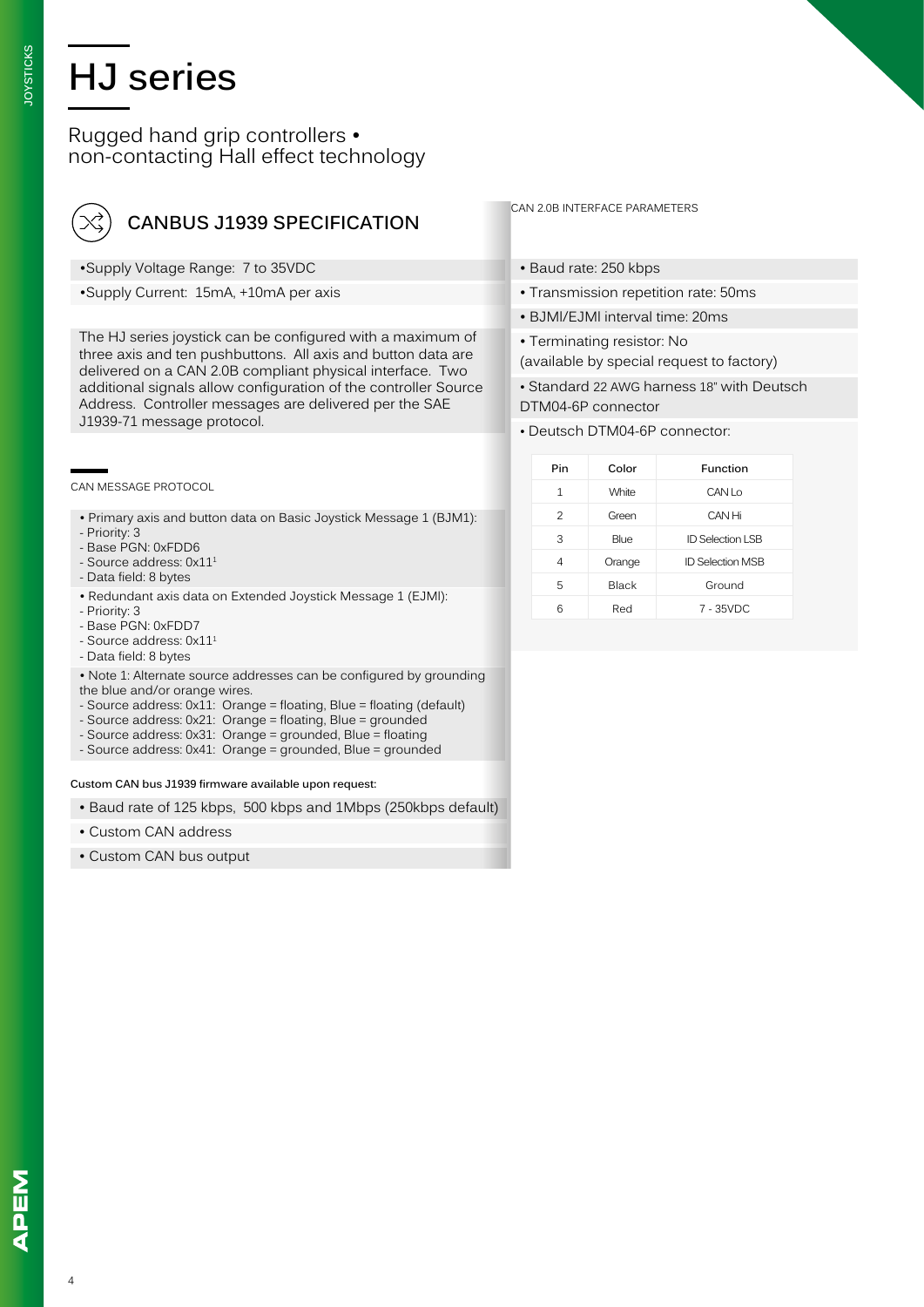# HJ series

Rugged hand grip controllers •
non-contacting Hall effect technology

## CANBUS J1939 SPECIFICATION

•Supply Voltage Range: 7 to 35VDC

•Supply Current: 15mA, +10mA per axis

The HJ series joystick can be configured with a maximum of three axis and ten pushbuttons. All axis and button data are delivered on a CAN 2.0B compliant physical interface. Two additional signals allow configuration of the controller Source Address. Controller messages are delivered per the SAE J1939-71 message protocol.

### CAN MESSAGE PROTOCOL

• Primary axis and button data on Basic Joystick Message 1 (BJM1):
- Priority: 3
- Base PGN: 0xFDD6
- Source address: 0x11[1]
- Data field: 8 bytes

• Redundant axis data on Extended Joystick Message 1 (EJMI):
- Priority: 3
- Base PGN: 0xFDD7
- Source address: 0x11[1]
- Data field: 8 bytes

• Note 1: Alternate source addresses can be configured by grounding the blue and/or orange wires.
- Source address: 0x11: Orange = floating, Blue = floating (default)
- Source address: 0x21: Orange = floating, Blue = grounded
- Source address: 0x31: Orange = grounded, Blue = floating
- Source address: 0x41: Orange = grounded, Blue = grounded

**Custom CAN bus J1939 firmware available upon request:**

• Baud rate of 125 kbps, 500 kbps and 1Mbps (250kbps default)

• Custom CAN address

• Custom CAN bus output

### CAN 2.0B INTERFACE PARAMETERS

• Baud rate: 250 kbps

• Transmission repetition rate: 50ms

• BJMI/EJMI interval time: 20ms

• Terminating resistor: No
(available by special request to factory)

• Standard 22 AWG harness 18" with Deutsch DTM04-6P connector

• Deutsch DTM04-6P connector:

| Pin | Color | Function |
|---|---|---|
| 1 | White | CAN Lo |
| 2 | Green | CAN Hi |
| 3 | Blue | ID Selection LSB |
| 4 | Orange | ID Selection MSB |
| 5 | Black | Ground |
| 6 | Red | 7 - 35VDC |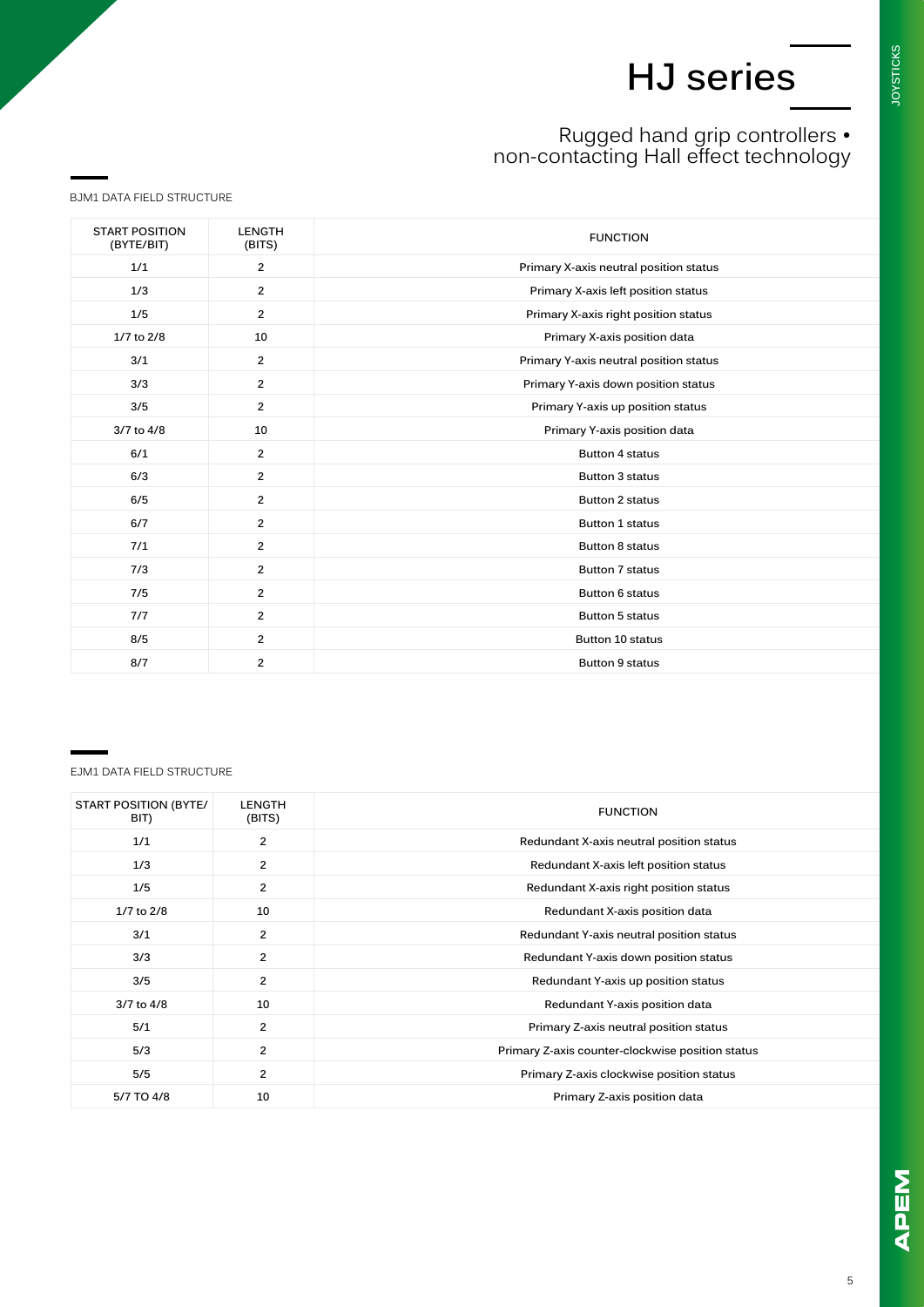# HJ series

Rugged hand grip controllers • non-contacting Hall effect technology

## BJM1 DATA FIELD STRUCTURE

| START POSITION (BYTE/BIT) | LENGTH (BITS) | FUNCTION |
|---|---|---|
| 1/1 | 2 | Primary X-axis neutral position status |
| 1/3 | 2 | Primary X-axis left position status |
| 1/5 | 2 | Primary X-axis right position status |
| 1/7 to 2/8 | 10 | Primary X-axis position data |
| 3/1 | 2 | Primary Y-axis neutral position status |
| 3/3 | 2 | Primary Y-axis down position status |
| 3/5 | 2 | Primary Y-axis up position status |
| 3/7 to 4/8 | 10 | Primary Y-axis position data |
| 6/1 | 2 | Button 4 status |
| 6/3 | 2 | Button 3 status |
| 6/5 | 2 | Button 2 status |
| 6/7 | 2 | Button 1 status |
| 7/1 | 2 | Button 8 status |
| 7/3 | 2 | Button 7 status |
| 7/5 | 2 | Button 6 status |
| 7/7 | 2 | Button 5 status |
| 8/5 | 2 | Button 10 status |
| 8/7 | 2 | Button 9 status |

## EJM1 DATA FIELD STRUCTURE

| START POSITION (BYTE/ BIT) | LENGTH (BITS) | FUNCTION |
|---|---|---|
| 1/1 | 2 | Redundant X-axis neutral position status |
| 1/3 | 2 | Redundant X-axis left position status |
| 1/5 | 2 | Redundant X-axis right position status |
| 1/7 to 2/8 | 10 | Redundant X-axis position data |
| 3/1 | 2 | Redundant Y-axis neutral position status |
| 3/3 | 2 | Redundant Y-axis down position status |
| 3/5 | 2 | Redundant Y-axis up position status |
| 3/7 to 4/8 | 10 | Redundant Y-axis position data |
| 5/1 | 2 | Primary Z-axis neutral position status |
| 5/3 | 2 | Primary Z-axis counter-clockwise position status |
| 5/5 | 2 | Primary Z-axis clockwise position status |
| 5/7 TO 4/8 | 10 | Primary Z-axis position data |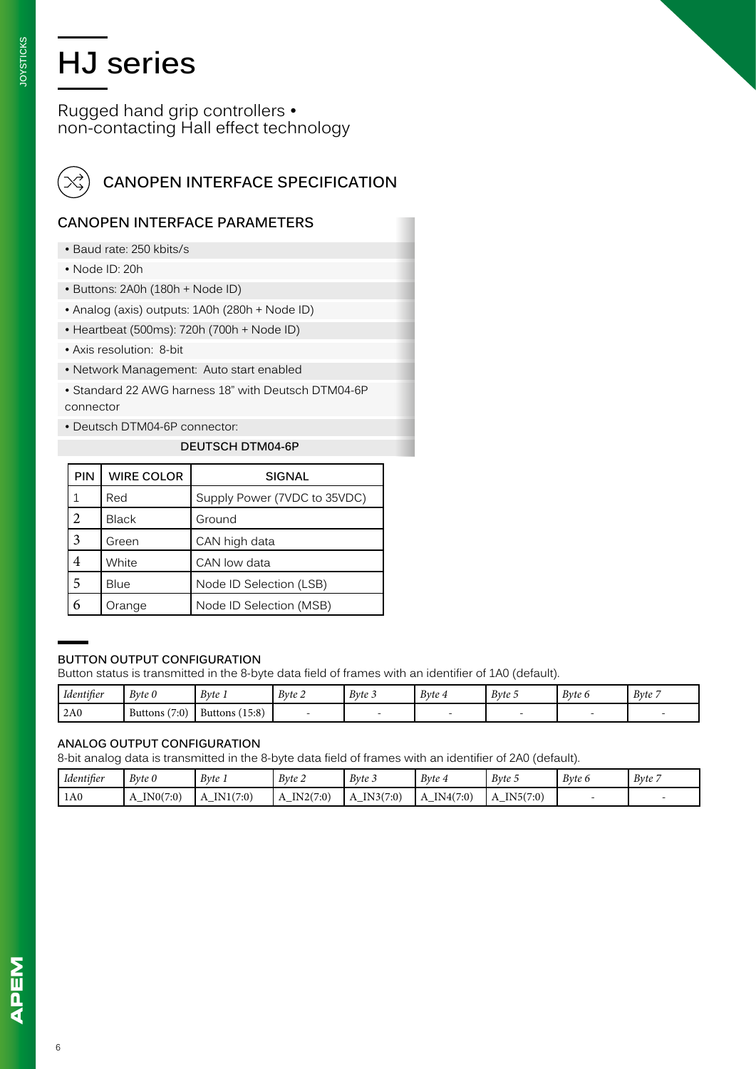# HJ series

Rugged hand grip controllers •
non-contacting Hall effect technology

## CANOPEN INTERFACE SPECIFICATION

### CANOPEN INTERFACE PARAMETERS

- Baud rate: 250 kbits/s
- Node ID: 20h
- Buttons: 2A0h (180h + Node ID)
- Analog (axis) outputs: 1A0h (280h + Node ID)
- Heartbeat (500ms): 720h (700h + Node ID)
- Axis resolution: 8-bit
- Network Management: Auto start enabled
- Standard 22 AWG harness 18" with Deutsch DTM04-6P connector
- Deutsch DTM04-6P connector:

**DEUTSCH DTM04-6P**

| PIN | WIRE COLOR | SIGNAL |
|---|---|---|
| 1 | Red | Supply Power (7VDC to 35VDC) |
| 2 | Black | Ground |
| 3 | Green | CAN high data |
| 4 | White | CAN low data |
| 5 | Blue | Node ID Selection (LSB) |
| 6 | Orange | Node ID Selection (MSB) |

### BUTTON OUTPUT CONFIGURATION

Button status is transmitted in the 8-byte data field of frames with an identifier of 1A0 (default).

| *Identifier* | *Byte 0* | *Byte 1* | *Byte 2* | *Byte 3* | *Byte 4* | *Byte 5* | *Byte 6* | *Byte 7* |
|---|---|---|---|---|---|---|---|---|
| 2A0 | Buttons (7:0) | Buttons (15:8) | - | - | - | - | - | - |

### ANALOG OUTPUT CONFIGURATION

8-bit analog data is transmitted in the 8-byte data field of frames with an identifier of 2A0 (default).

| *Identifier* | *Byte 0* | *Byte 1* | *Byte 2* | *Byte 3* | *Byte 4* | *Byte 5* | *Byte 6* | *Byte 7* |
|---|---|---|---|---|---|---|---|---|
| 1A0 | A_IN0(7:0) | A_IN1(7:0) | A_IN2(7:0) | A_IN3(7:0) | A_IN4(7:0) | A_IN5(7:0) | - | - |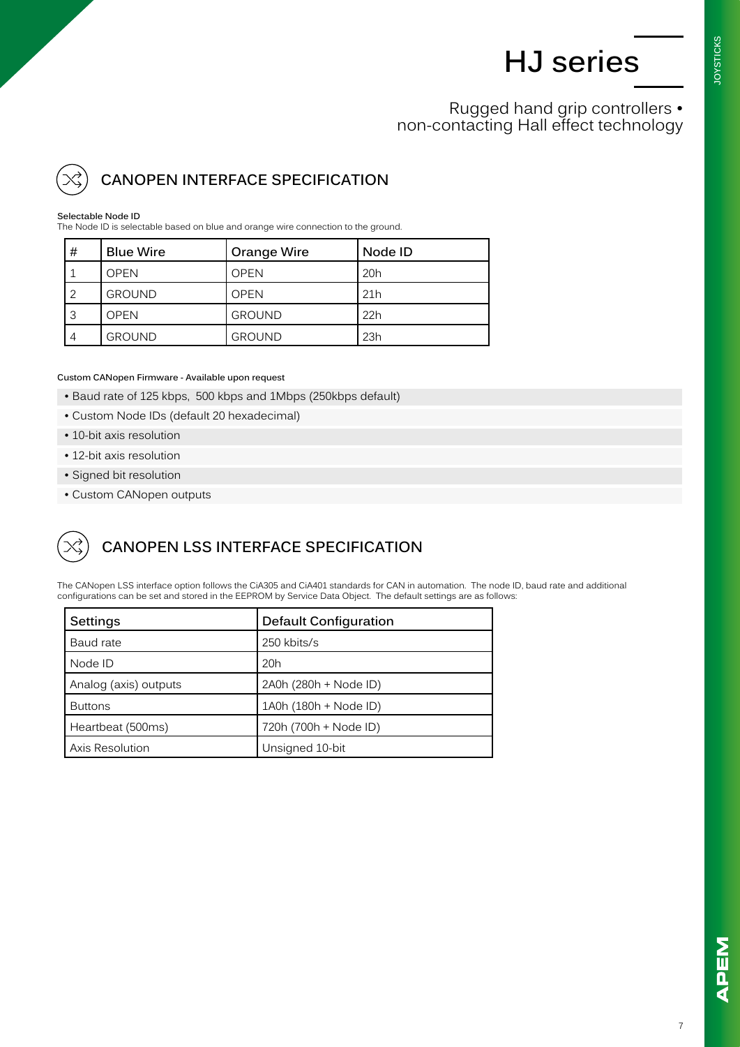# HJ series

Rugged hand grip controllers • non-contacting Hall effect technology

## CANOPEN INTERFACE SPECIFICATION

**Selectable Node ID**
The Node ID is selectable based on blue and orange wire connection to the ground.

| # | Blue Wire | Orange Wire | Node ID |
|---|---|---|---|
| 1 | OPEN | OPEN | 20h |
| 2 | GROUND | OPEN | 21h |
| 3 | OPEN | GROUND | 22h |
| 4 | GROUND | GROUND | 23h |

**Custom CANopen Firmware - Available upon request**

- Baud rate of 125 kbps,  500 kbps and 1Mbps (250kbps default)
- Custom Node IDs (default 20 hexadecimal)
- 10-bit axis resolution
- 12-bit axis resolution
- Signed bit resolution
- Custom CANopen outputs

## CANOPEN LSS INTERFACE SPECIFICATION

The CANopen LSS interface option follows the CiA305 and CiA401 standards for CAN in automation.  The node ID, baud rate and additional configurations can be set and stored in the EEPROM by Service Data Object.  The default settings are as follows:

| Settings | Default Configuration |
|---|---|
| Baud rate | 250 kbits/s |
| Node ID | 20h |
| Analog (axis) outputs | 2A0h (280h + Node ID) |
| Buttons | 1A0h (180h + Node ID) |
| Heartbeat (500ms) | 720h (700h + Node ID) |
| Axis Resolution | Unsigned 10-bit |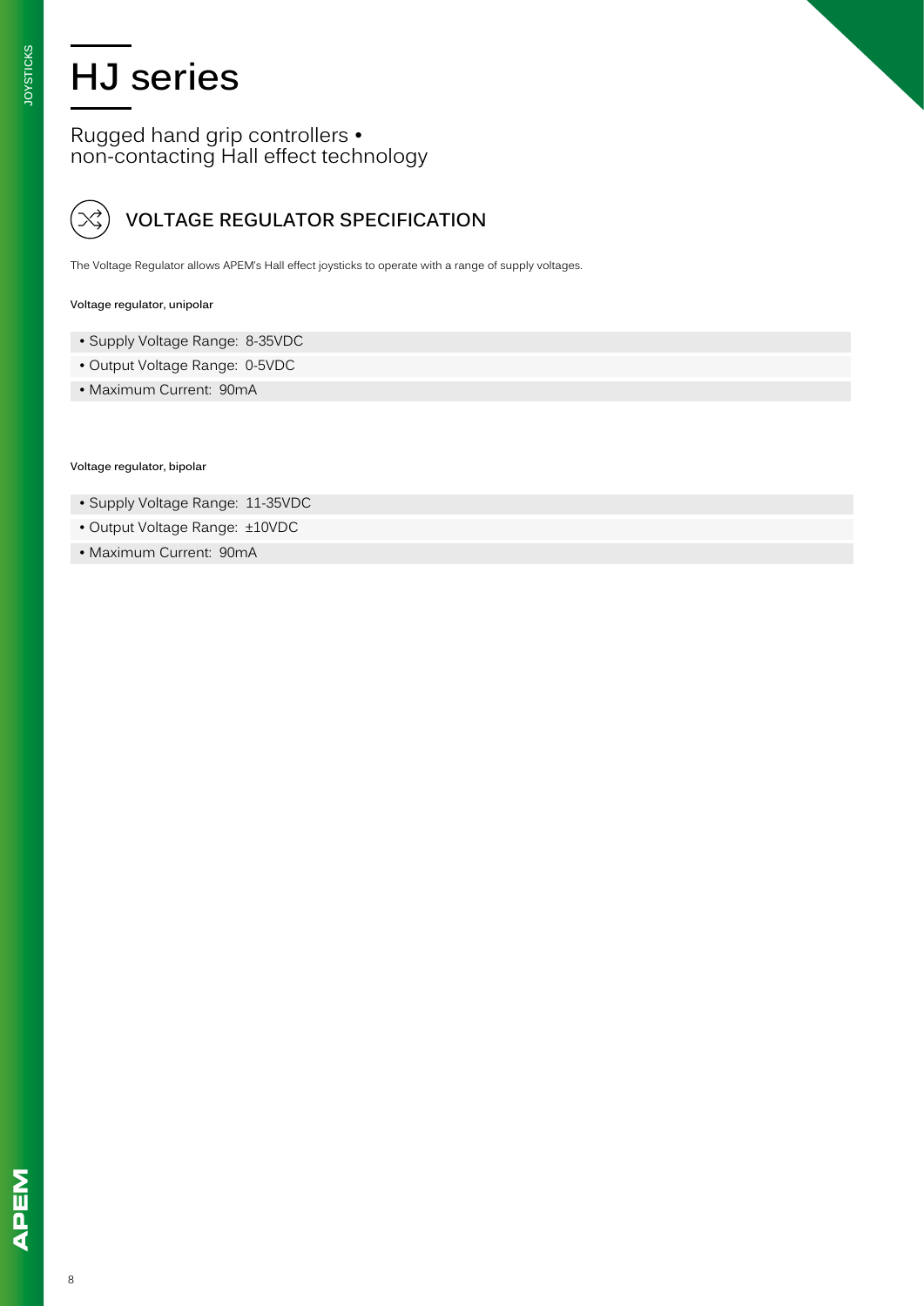# HJ series

## Rugged hand grip controllers • non-contacting Hall effect technology

## VOLTAGE REGULATOR SPECIFICATION

The Voltage Regulator allows APEM's Hall effect joysticks to operate with a range of supply voltages.

**Voltage regulator, unipolar**

- Supply Voltage Range: 8-35VDC
- Output Voltage Range: 0-5VDC
- Maximum Current: 90mA

**Voltage regulator, bipolar**

- Supply Voltage Range: 11-35VDC
- Output Voltage Range: ±10VDC
- Maximum Current: 90mA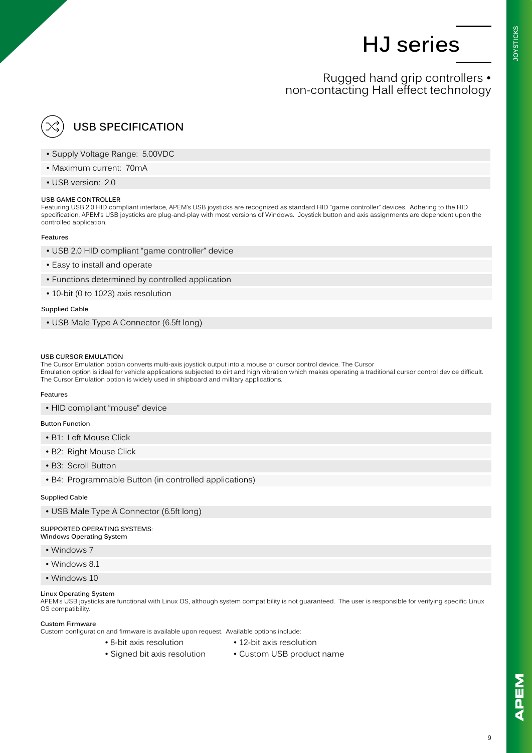# HJ series

Rugged hand grip controllers • non-contacting Hall effect technology

## USB SPECIFICATION

- Supply Voltage Range: 5.00VDC
- Maximum current: 70mA
- USB version: 2.0

### USB GAME CONTROLLER

Featuring USB 2.0 HID compliant interface, APEM's USB joysticks are recognized as standard HID "game controller" devices. Adhering to the HID specification, APEM's USB joysticks are plug-and-play with most versions of Windows. Joystick button and axis assignments are dependent upon the controlled application.

**Features**

- USB 2.0 HID compliant "game controller" device
- Easy to install and operate
- Functions determined by controlled application
- 10-bit (0 to 1023) axis resolution

**Supplied Cable**

- USB Male Type A Connector (6.5ft long)

### USB CURSOR EMULATION

The Cursor Emulation option converts multi-axis joystick output into a mouse or cursor control device. The Cursor Emulation option is ideal for vehicle applications subjected to dirt and high vibration which makes operating a traditional cursor control device difficult. The Cursor Emulation option is widely used in shipboard and military applications.

**Features**

- HID compliant "mouse" device

**Button Function**

- B1: Left Mouse Click
- B2: Right Mouse Click
- B3: Scroll Button
- B4: Programmable Button (in controlled applications)

**Supplied Cable**

- USB Male Type A Connector (6.5ft long)

### SUPPORTED OPERATING SYSTEMS:

**Windows Operating System**

- Windows 7
- Windows 8.1
- Windows 10

**Linux Operating System**

APEM's USB joysticks are functional with Linux OS, although system compatibility is not guaranteed. The user is responsible for verifying specific Linux OS compatibility.

**Custom Firmware**

Custom configuration and firmware is available upon request. Available options include:

- 8-bit axis resolution
- 12-bit axis resolution
- Signed bit axis resolution
- Custom USB product name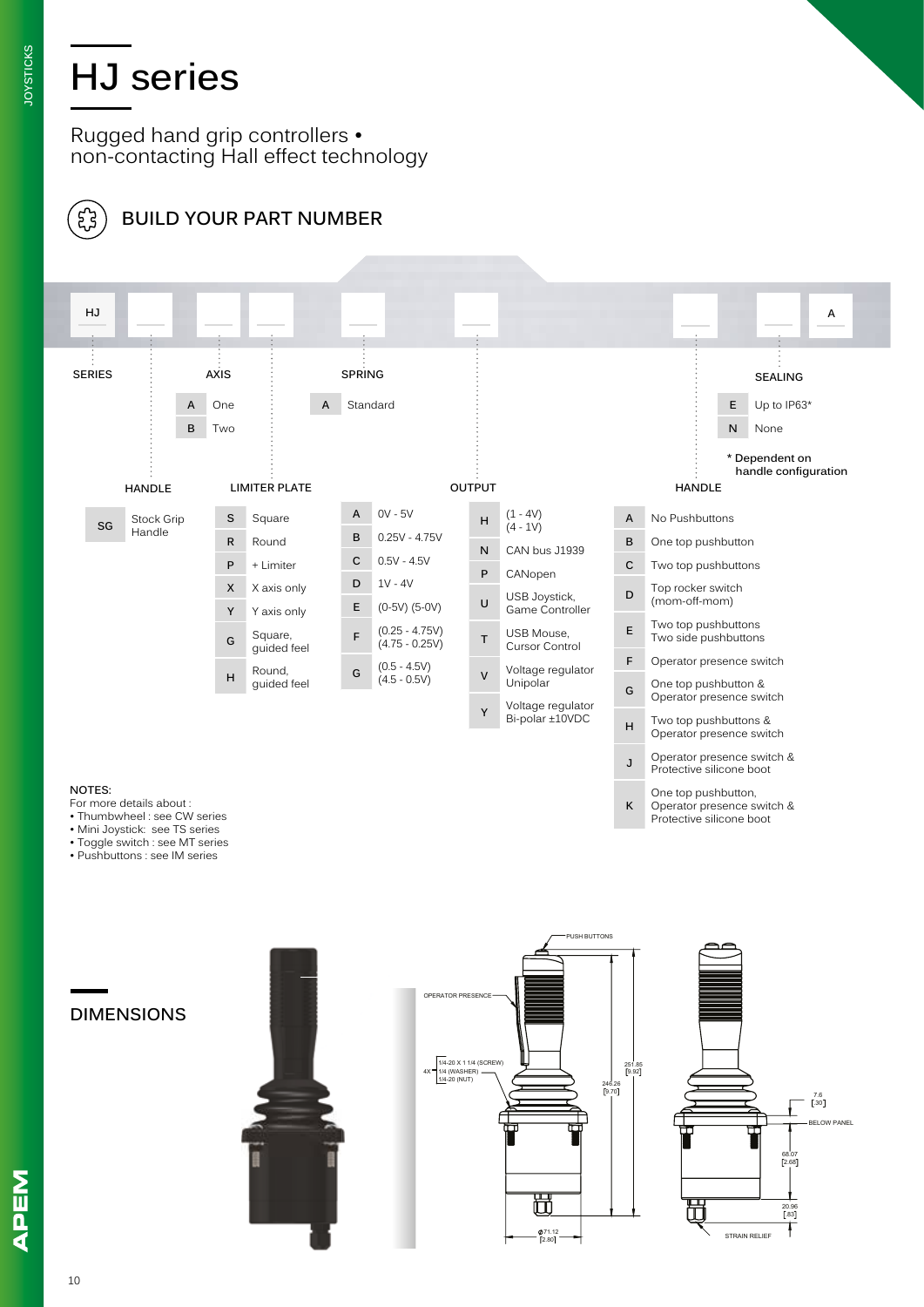# HJ series

Rugged hand grip controllers • non-contacting Hall effect technology

## BUILD YOUR PART NUMBER

HJ _ _ _ _ _ _ _ A

**SERIES**: HJ

**HANDLE**

| Code | Description |
|---|---|
| SG | Stock Grip Handle |

**AXIS**

| Code | Description |
|---|---|
| A | One |
| B | Two |

**LIMITER PLATE**

| Code | Description |
|---|---|
| S | Square |
| R | Round |
| P | + Limiter |
| X | X axis only |
| Y | Y axis only |
| G | Square, guided feel |
| H | Round, guided feel |

**SPRING**

| Code | Description |
|---|---|
| A | Standard |

**OUTPUT**

| Code | Description |
|---|---|
| A | 0V - 5V |
| B | 0.25V - 4.75V |
| C | 0.5V - 4.5V |
| D | 1V - 4V |
| E | (0-5V) (5-0V) |
| F | (0.25 - 4.75V) (4.75 - 0.25V) |
| G | (0.5 - 4.5V) (4.5 - 0.5V) |
| H | (1 - 4V) (4 - 1V) |
| N | CAN bus J1939 |
| P | CANopen |
| U | USB Joystick, Game Controller |
| T | USB Mouse, Cursor Control |
| V | Voltage regulator Unipolar |
| Y | Voltage regulator Bi-polar ±10VDC |

**HANDLE**

| Code | Description |
|---|---|
| A | No Pushbuttons |
| B | One top pushbutton |
| C | Two top pushbuttons |
| D | Top rocker switch (mom-off-mom) |
| E | Two top pushbuttons Two side pushbuttons |
| F | Operator presence switch |
| G | One top pushbutton & Operator presence switch |
| H | Two top pushbuttons & Operator presence switch |
| J | Operator presence switch & Protective silicone boot |
| K | One top pushbutton, Operator presence switch & Protective silicone boot |

**SEALING**

| Code | Description |
|---|---|
| E | Up to IP63* |
| N | None |

\* Dependent on handle configuration

**NOTES:**
For more details about :
- Thumbwheel : see CW series
- Mini Joystick: see TS series
- Toggle switch : see MT series
- Pushbuttons : see IM series

## DIMENSIONS

PUSH BUTTONS
OPERATOR PRESENCE
4X 1/4-20 X 1 1/4 (SCREW) 1/4 (WASHER) 1/4-20 (NUT)
251.85 [9.92]
246.26 [9.70]
Ø71.12 [2.80]
7.6 [.30]
BELOW PANEL
68.07 [2.68]
20.96 [.83]
STRAIN RELIEF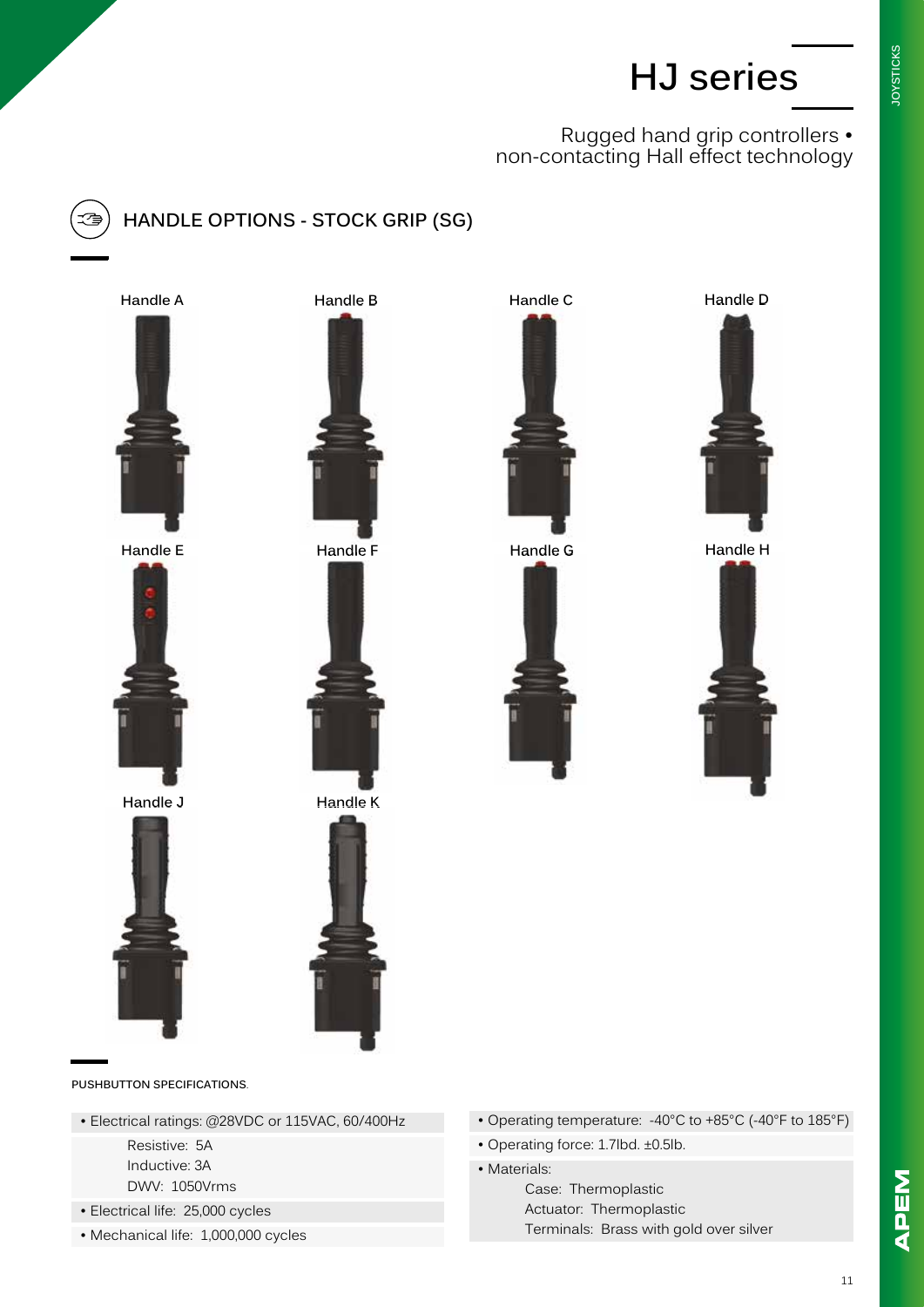# HJ series

Rugged hand grip controllers • non-contacting Hall effect technology

## HANDLE OPTIONS - STOCK GRIP (SG)

Handle A

Handle B

Handle C

Handle D

Handle E

Handle F

Handle G

Handle H

Handle J

Handle K

### PUSHBUTTON SPECIFICATIONS.

- Electrical ratings: @28VDC or 115VAC, 60/400Hz
  - Resistive: 5A
  - Inductive: 3A
  - DWV: 1050Vrms
- Electrical life: 25,000 cycles
- Mechanical life: 1,000,000 cycles
- Operating temperature: -40°C to +85°C (-40°F to 185°F)
- Operating force: 1.7lbd. ±0.5lb.
- Materials:
  - Case: Thermoplastic
  - Actuator: Thermoplastic
  - Terminals: Brass with gold over silver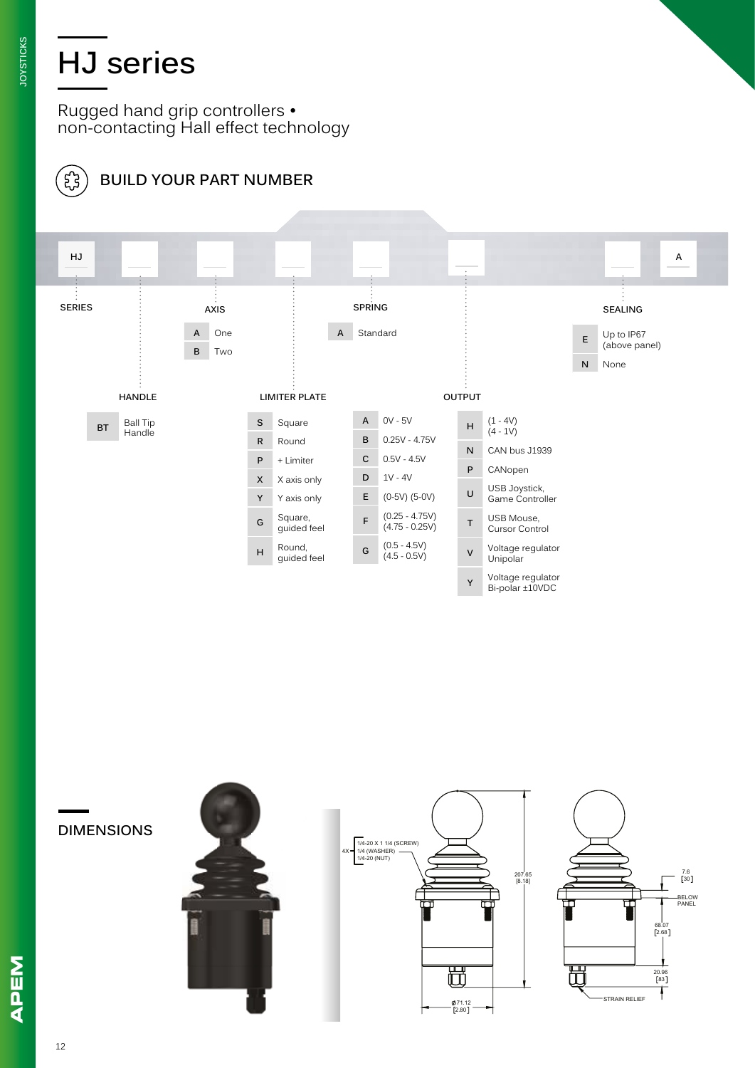# HJ series

Rugged hand grip controllers • non-contacting Hall effect technology

## BUILD YOUR PART NUMBER

HJ | ___ | ___ | ___ | ___ | ___ | ___ | A

**SERIES**

HJ

**HANDLE**

| Code | Description |
|---|---|
| BT | Ball Tip Handle |

**AXIS**

| Code | Description |
|---|---|
| A | One |
| B | Two |

**LIMITER PLATE**

| Code | Description |
|---|---|
| S | Square |
| R | Round |
| P | + Limiter |
| X | X axis only |
| Y | Y axis only |
| G | Square, guided feel |
| H | Round, guided feel |

**SPRING**

| Code | Description |
|---|---|
| A | Standard |

**OUTPUT**

| Code | Description |
|---|---|
| A | 0V - 5V |
| B | 0.25V - 4.75V |
| C | 0.5V - 4.5V |
| D | 1V - 4V |
| E | (0-5V) (5-0V) |
| F | (0.25 - 4.75V) (4.75 - 0.25V) |
| G | (0.5 - 4.5V) (4.5 - 0.5V) |
| H | (1 - 4V) (4 - 1V) |
| N | CAN bus J1939 |
| P | CANopen |
| U | USB Joystick, Game Controller |
| T | USB Mouse, Cursor Control |
| V | Voltage regulator Unipolar |
| Y | Voltage regulator Bi-polar ±10VDC |

**SEALING**

| Code | Description |
|---|---|
| E | Up to IP67 (above panel) |
| N | None |

## DIMENSIONS

4X: 1/4-20 X 1 1/4 (SCREW), 1/4 (WASHER), 1/4-20 (NUT)

207.65 [8.18]

ϕ71.12 [2.80]

7.6 [30]

BELOW PANEL

68.07 [2.68]

20.96 [83]

STRAIN RELIEF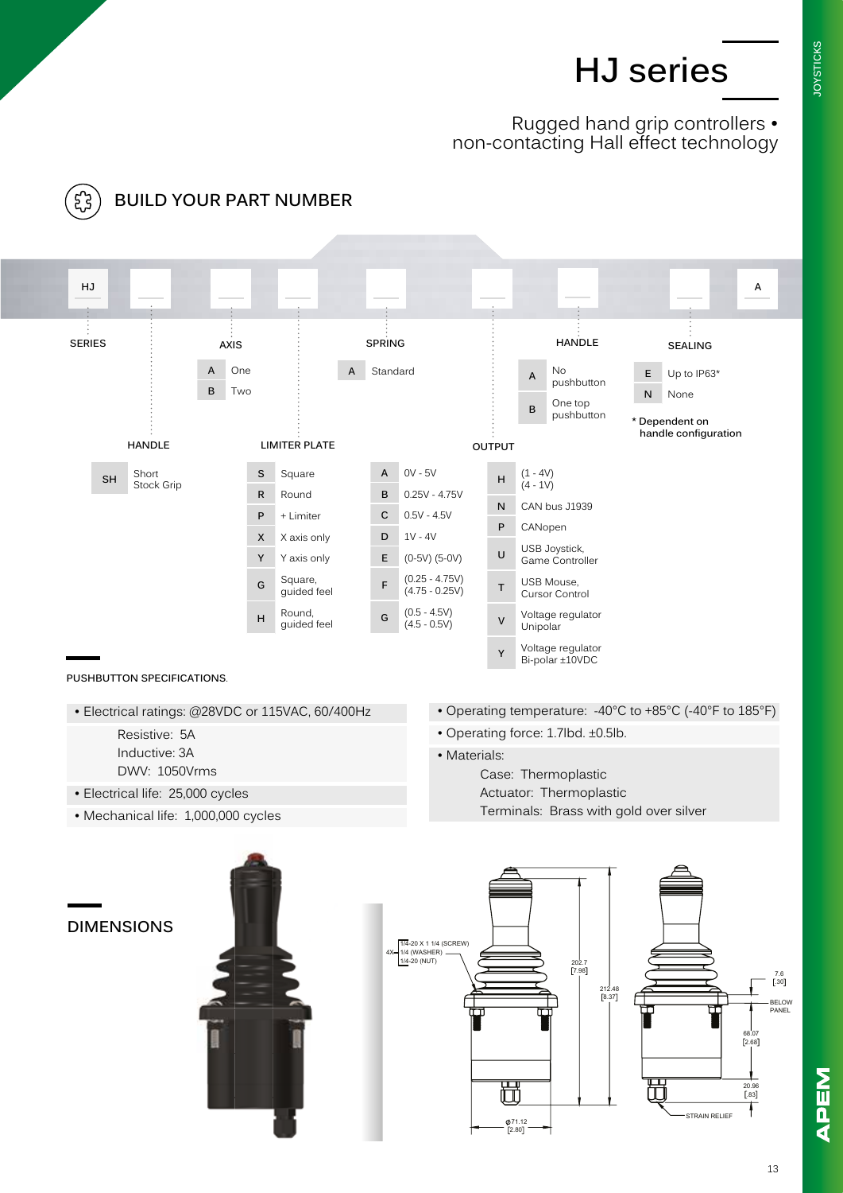# HJ series

Rugged hand grip controllers • non-contacting Hall effect technology

## BUILD YOUR PART NUMBER

HJ ___ ___ ___ ___ ___ ___ ___ A

**SERIES**: HJ

**HANDLE**

| Code | Description |
|---|---|
| SH | Short Stock Grip |

**AXIS**

| Code | Description |
|---|---|
| A | One |
| B | Two |

**LIMITER PLATE**

| Code | Description |
|---|---|
| S | Square |
| R | Round |
| P | + Limiter |
| X | X axis only |
| Y | Y axis only |
| G | Square, guided feel |
| H | Round, guided feel |

**SPRING**

| Code | Description |
|---|---|
| A | Standard |

**OUTPUT**

| Code | Description |
|---|---|
| A | 0V - 5V |
| B | 0.25V - 4.75V |
| C | 0.5V - 4.5V |
| D | 1V - 4V |
| E | (0-5V) (5-0V) |
| F | (0.25 - 4.75V) (4.75 - 0.25V) |
| G | (0.5 - 4.5V) (4.5 - 0.5V) |
| H | (1 - 4V) (4 - 1V) |
| N | CAN bus J1939 |
| P | CANopen |
| U | USB Joystick, Game Controller |
| T | USB Mouse, Cursor Control |
| V | Voltage regulator Unipolar |
| Y | Voltage regulator Bi-polar ±10VDC |

**HANDLE**

| Code | Description |
|---|---|
| A | No pushbutton |
| B | One top pushbutton |

**SEALING**

| Code | Description |
|---|---|
| E | Up to IP63* |
| N | None |

\* Dependent on handle configuration

### PUSHBUTTON SPECIFICATIONS.

- Electrical ratings: @28VDC or 115VAC, 60/400Hz
  - Resistive: 5A
  - Inductive: 3A
  - DWV: 1050Vrms
- Electrical life: 25,000 cycles
- Mechanical life: 1,000,000 cycles
- Operating temperature: -40°C to +85°C (-40°F to 185°F)
- Operating force: 1.7lbd. ±0.5lb.
- Materials:
  - Case: Thermoplastic
  - Actuator: Thermoplastic
  - Terminals: Brass with gold over silver

## DIMENSIONS

4X — 1/4-20 X 1 1/4 (SCREW), 1/4 (WASHER), 1/4-20 (NUT)

202.7 [7.98]

212.48 [8.37]

ϕ71.12 [2.80]

7.6 [.30]

BELOW PANEL

68.07 [2.68]

20.96 [.83]

STRAIN RELIEF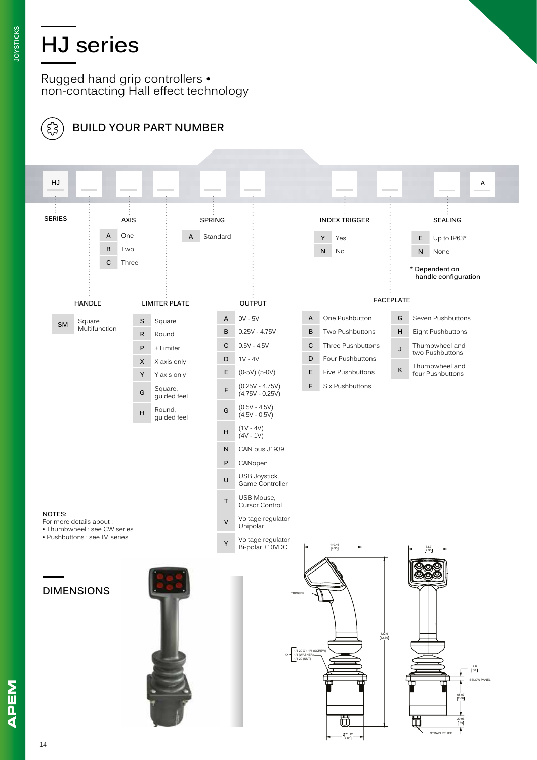# HJ series

Rugged hand grip controllers •
non-contacting Hall effect technology

## BUILD YOUR PART NUMBER

HJ | _ | _ | _ | _ | _ | _ | _ | _ | A

**SERIES**

HJ

**HANDLE**

| Code | Description |
|---|---|
| SM | Square Multifunction |

**AXIS**

| Code | Description |
|---|---|
| A | One |
| B | Two |
| C | Three |

**LIMITER PLATE**

| Code | Description |
|---|---|
| S | Square |
| R | Round |
| P | + Limiter |
| X | X axis only |
| Y | Y axis only |
| G | Square, guided feel |
| H | Round, guided feel |

**SPRING**

| Code | Description |
|---|---|
| A | Standard |

**OUTPUT**

| Code | Description |
|---|---|
| A | 0V - 5V |
| B | 0.25V - 4.75V |
| C | 0.5V - 4.5V |
| D | 1V - 4V |
| E | (0-5V) (5-0V) |
| F | (0.25V - 4.75V) (4.75V - 0.25V) |
| G | (0.5V - 4.5V) (4.5V - 0.5V) |
| H | (1V - 4V) (4V - 1V) |
| N | CAN bus J1939 |
| P | CANopen |
| U | USB Joystick, Game Controller |
| T | USB Mouse, Cursor Control |
| V | Voltage regulator Unipolar |
| Y | Voltage regulator Bi-polar ±10VDC |

**INDEX TRIGGER**

| Code | Description |
|---|---|
| Y | Yes |
| N | No |

**FACEPLATE**

| Code | Description |
|---|---|
| A | One Pushbutton |
| B | Two Pushbuttons |
| C | Three Pushbuttons |
| D | Four Pushbuttons |
| E | Five Pushbuttons |
| F | Six Pushbuttons |
| G | Seven Pushbuttons |
| H | Eight Pushbuttons |
| J | Thumbwheel and two Pushbuttons |
| K | Thumbwheel and four Pushbuttons |

**SEALING**

| Code | Description |
|---|---|
| E | Up to IP63* |
| N | None |

\* Dependent on handle configuration

NOTES:
For more details about :
- Thumbwheel : see CW series
- Pushbuttons : see IM series

## DIMENSIONS

110.46 [4.35] — 73.7 [2.90] — TRIGGER — 322.6 [12.70] — 4X 1/4-20 X 1 1/4 (SCREW) 1/4 (WASHER) 1/4-20 (NUT) — 7.6 [.30] — BELOW PANEL — 68.07 [2.68] — 20.96 [.83] — STRAIN RELIEF — Ø71.12 [2.80]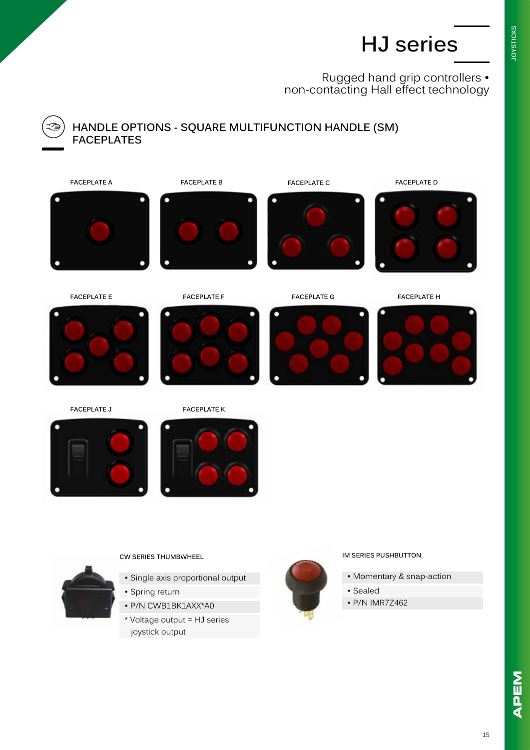# HJ series

Rugged hand grip controllers • non-contacting Hall effect technology

## HANDLE OPTIONS - SQUARE MULTIFUNCTION HANDLE (SM) FACEPLATES

FACEPLATE A

FACEPLATE B

FACEPLATE C

FACEPLATE D

FACEPLATE E

FACEPLATE F

FACEPLATE G

FACEPLATE H

FACEPLATE J

FACEPLATE K

### CW SERIES THUMBWHEEL

- Single axis proportional output
- Spring return
- P/N CWB1BK1AXX*A0

\* Voltage output = HJ series joystick output

### IM SERIES PUSHBUTTON

- Momentary & snap-action
- Sealed
- P/N IMR7Z462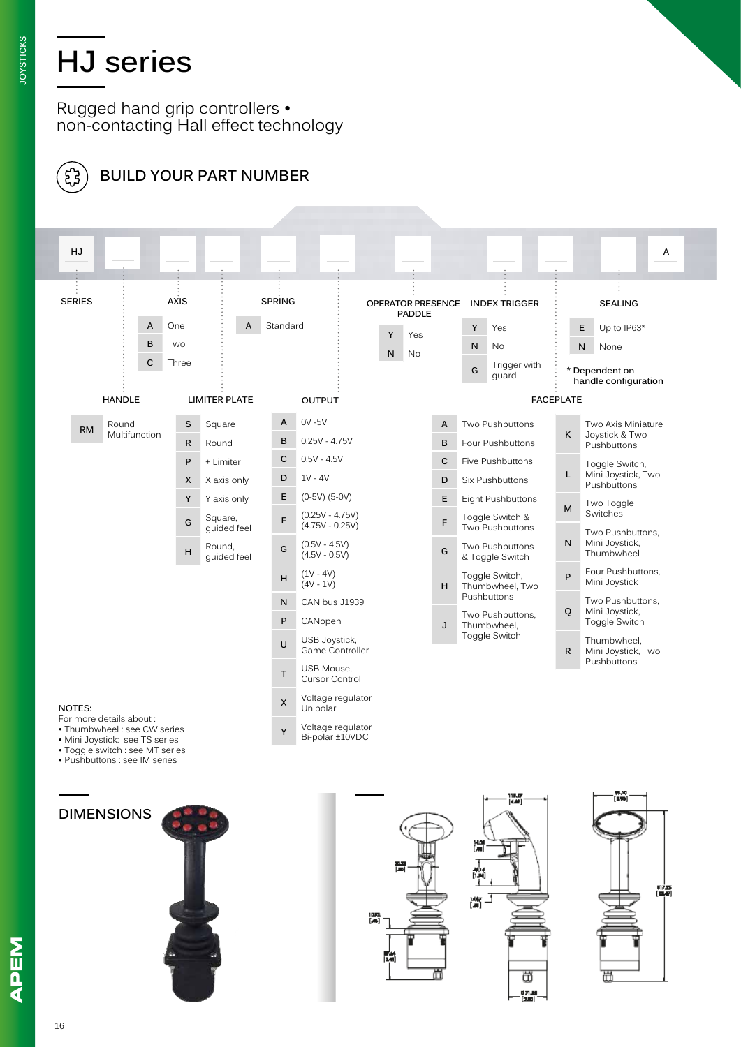# HJ series

Rugged hand grip controllers • non-contacting Hall effect technology

## BUILD YOUR PART NUMBER

HJ _ _ _ _ _ _ _ _ _ _ A

**SERIES**: HJ

**HANDLE**

| Code | Description |
|---|---|
| RM | Round Multifunction |

**AXIS**

| Code | Description |
|---|---|
| A | One |
| B | Two |
| C | Three |

**LIMITER PLATE**

| Code | Description |
|---|---|
| S | Square |
| R | Round |
| P | + Limiter |
| X | X axis only |
| Y | Y axis only |
| G | Square, guided feel |
| H | Round, guided feel |

**SPRING**

| Code | Description |
|---|---|
| A | Standard |

**OUTPUT**

| Code | Description |
|---|---|
| A | 0V -5V |
| B | 0.25V - 4.75V |
| C | 0.5V - 4.5V |
| D | 1V - 4V |
| E | (0-5V) (5-0V) |
| F | (0.25V - 4.75V) (4.75V - 0.25V) |
| G | (0.5V - 4.5V) (4.5V - 0.5V) |
| H | (1V - 4V) (4V - 1V) |
| N | CAN bus J1939 |
| P | CANopen |
| U | USB Joystick, Game Controller |
| T | USB Mouse, Cursor Control |
| X | Voltage regulator Unipolar |
| Y | Voltage regulator Bi-polar ±10VDC |

**OPERATOR PRESENCE PADDLE**

| Code | Description |
|---|---|
| Y | Yes |
| N | No |

**INDEX TRIGGER**

| Code | Description |
|---|---|
| Y | Yes |
| N | No |
| G | Trigger with guard |

**FACEPLATE**

| Code | Description |
|---|---|
| A | Two Pushbuttons |
| B | Four Pushbuttons |
| C | Five Pushbuttons |
| D | Six Pushbuttons |
| E | Eight Pushbuttons |
| F | Toggle Switch & Two Pushbuttons |
| G | Two Pushbuttons & Toggle Switch |
| H | Toggle Switch, Thumbwheel, Two Pushbuttons |
| J | Two Pushbuttons, Thumbwheel, Toggle Switch |
| K | Two Axis Miniature Joystick & Two Pushbuttons |
| L | Toggle Switch, Mini Joystick, Two Pushbuttons |
| M | Two Toggle Switches |
| N | Two Pushbuttons, Mini Joystick, Thumbwheel |
| P | Four Pushbuttons, Mini Joystick |
| Q | Two Pushbuttons, Mini Joystick, Toggle Switch |
| R | Thumbwheel, Mini Joystick, Two Pushbuttons |

**SEALING**

| Code | Description |
|---|---|
| E | Up to IP63* |
| N | None |

\* Dependent on handle configuration

**NOTES:**
For more details about :
- Thumbwheel : see CW series
- Mini Joystick: see TS series
- Toggle switch : see MT series
- Pushbuttons : see IM series

## DIMENSIONS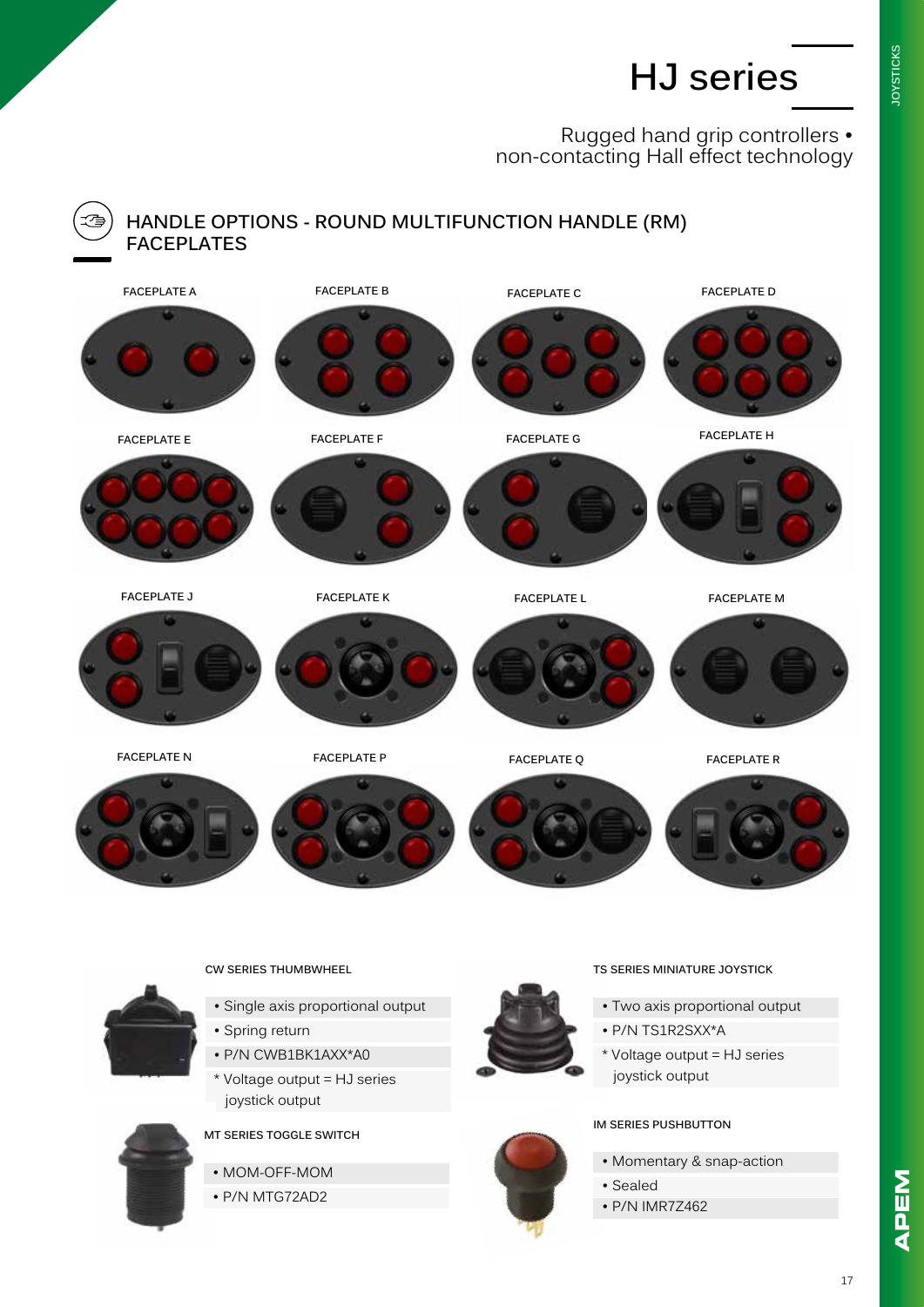# HJ series

Rugged hand grip controllers • non-contacting Hall effect technology

## HANDLE OPTIONS - ROUND MULTIFUNCTION HANDLE (RM) FACEPLATES

FACEPLATE A

FACEPLATE B

FACEPLATE C

FACEPLATE D

FACEPLATE E

FACEPLATE F

FACEPLATE G

FACEPLATE H

FACEPLATE J

FACEPLATE K

FACEPLATE L

FACEPLATE M

FACEPLATE N

FACEPLATE P

FACEPLATE Q

FACEPLATE R

### CW SERIES THUMBWHEEL

- Single axis proportional output
- Spring return
- P/N CWB1BK1AXX*A0

\* Voltage output = HJ series joystick output

### TS SERIES MINIATURE JOYSTICK

- Two axis proportional output
- P/N TS1R2SXX*A

\* Voltage output = HJ series joystick output

### MT SERIES TOGGLE SWITCH

- MOM-OFF-MOM
- P/N MTG72AD2

### IM SERIES PUSHBUTTON

- Momentary & snap-action
- Sealed
- P/N IMR7Z462